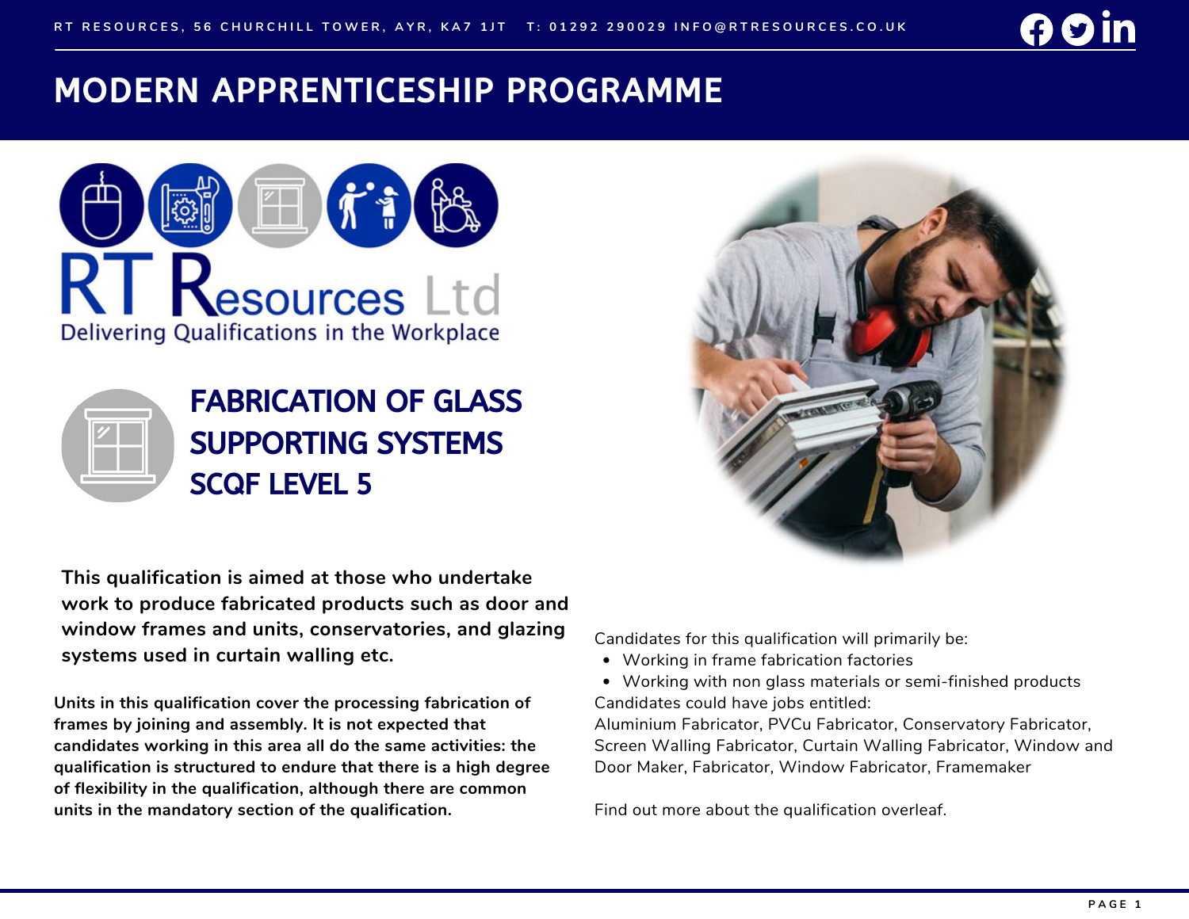RT RESOURCES, 56 CHURCHILL TOWER, AYR, KA7 1JT T: 01292 290029 INFO@RTRESOURCES.CO.UK

# MODERN APPRENTICESHIP PROGRAMME

RT Resources Ltd

Delivering Qualifications in the Workplace

## FABRICATION OF GLASS SUPPORTING SYSTEMS SCQF LEVEL 5

**This qualification is aimed at those who undertake work to produce fabricated products such as door and window frames and units, conservatories, and glazing systems used in curtain walling etc.**

**Units in this qualification cover the processing fabrication of frames by joining and assembly. It is not expected that candidates working in this area all do the same activities: the qualification is structured to endure that there is a high degree of flexibility in the qualification, although there are common units in the mandatory section of the qualification.**

Candidates for this qualification will primarily be:

- Working in frame fabrication factories
- Working with non glass materials or semi-finished products

Candidates could have jobs entitled:
Aluminium Fabricator, PVCu Fabricator, Conservatory Fabricator, Screen Walling Fabricator, Curtain Walling Fabricator, Window and Door Maker, Fabricator, Window Fabricator, Framemaker

Find out more about the qualification overleaf.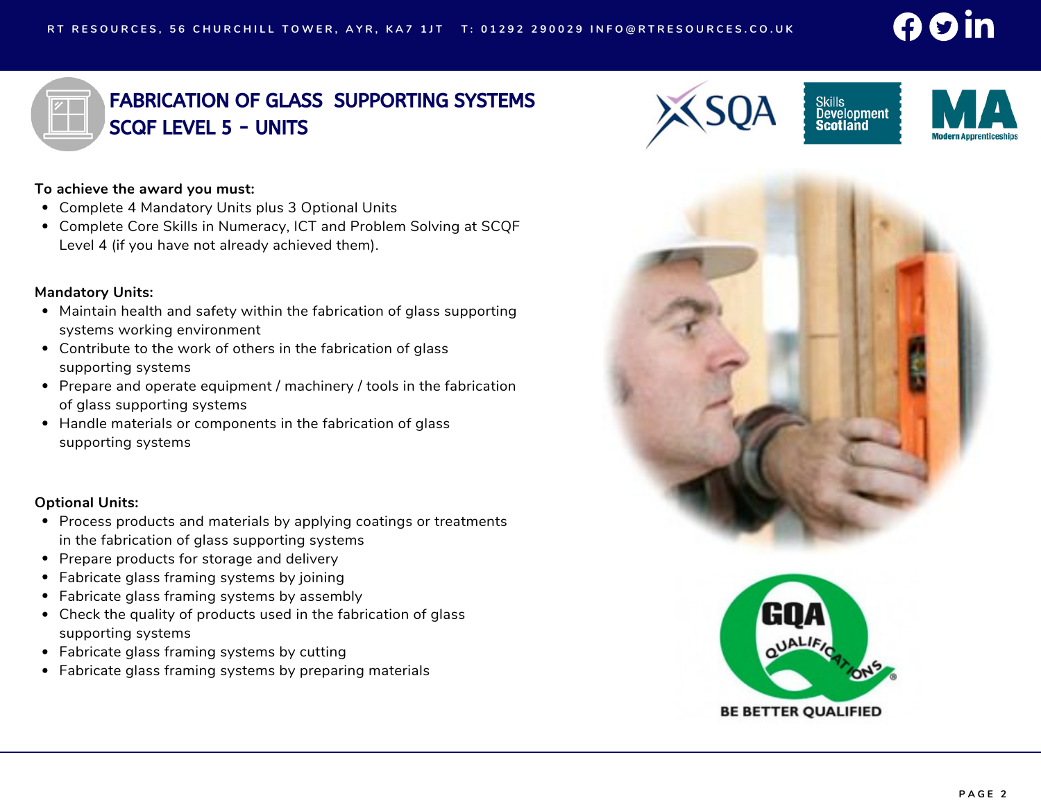# FABRICATION OF GLASS SUPPORTING SYSTEMS
# SCQF LEVEL 5 - UNITS

**To achieve the award you must:**

- Complete 4 Mandatory Units plus 3 Optional Units
- Complete Core Skills in Numeracy, ICT and Problem Solving at SCQF Level 4 (if you have not already achieved them).

**Mandatory Units:**

- Maintain health and safety within the fabrication of glass supporting systems working environment
- Contribute to the work of others in the fabrication of glass supporting systems
- Prepare and operate equipment / machinery / tools in the fabrication of glass supporting systems
- Handle materials or components in the fabrication of glass supporting systems

**Optional Units:**

- Process products and materials by applying coatings or treatments in the fabrication of glass supporting systems
- Prepare products for storage and delivery
- Fabricate glass framing systems by joining
- Fabricate glass framing systems by assembly
- Check the quality of products used in the fabrication of glass supporting systems
- Fabricate glass framing systems by cutting
- Fabricate glass framing systems by preparing materials